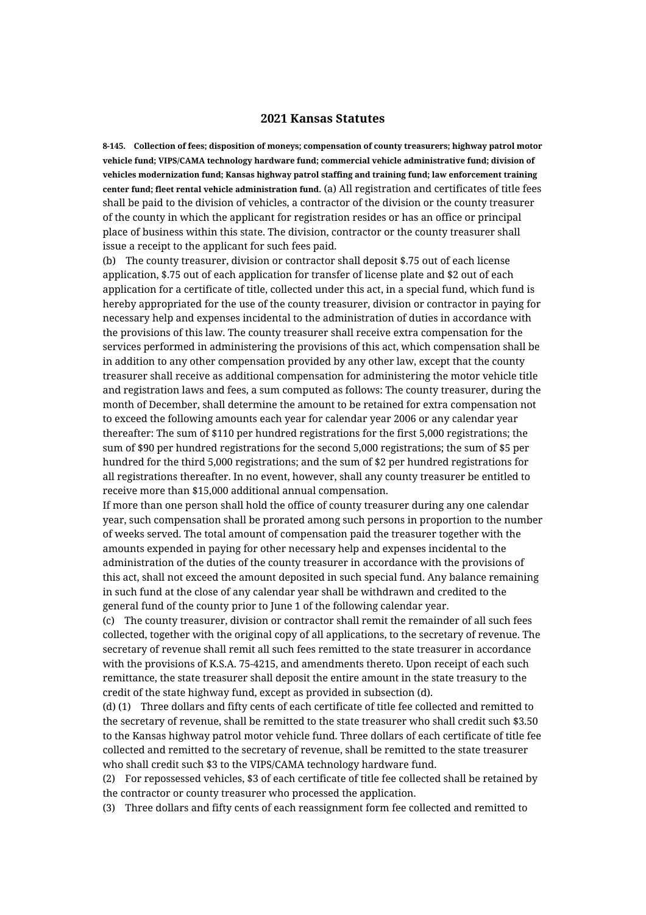## 2021 Kansas Statutes

**8-145. Collection of fees; disposition of moneys; compensation of county treasurers; highway patrol motor vehicle fund; VIPS/CAMA technology hardware fund; commercial vehicle administrative fund; division of vehicles modernization fund; Kansas highway patrol staffing and training fund; law enforcement training center fund; fleet rental vehicle administration fund.** (a) All registration and certificates of title fees shall be paid to the division of vehicles, a contractor of the division or the county treasurer of the county in which the applicant for registration resides or has an office or principal place of business within this state. The division, contractor or the county treasurer shall issue a receipt to the applicant for such fees paid.

(b) The county treasurer, division or contractor shall deposit $.75 out of each license application, $.75 out of each application for transfer of license plate and $2 out of each application for a certificate of title, collected under this act, in a special fund, which fund is hereby appropriated for the use of the county treasurer, division or contractor in paying for necessary help and expenses incidental to the administration of duties in accordance with the provisions of this law. The county treasurer shall receive extra compensation for the services performed in administering the provisions of this act, which compensation shall be in addition to any other compensation provided by any other law, except that the county treasurer shall receive as additional compensation for administering the motor vehicle title and registration laws and fees, a sum computed as follows: The county treasurer, during the month of December, shall determine the amount to be retained for extra compensation not to exceed the following amounts each year for calendar year 2006 or any calendar year thereafter: The sum of $110 per hundred registrations for the first 5,000 registrations; the sum of $90 per hundred registrations for the second 5,000 registrations; the sum of $5 per hundred for the third 5,000 registrations; and the sum of $2 per hundred registrations for all registrations thereafter. In no event, however, shall any county treasurer be entitled to receive more than $15,000 additional annual compensation.

If more than one person shall hold the office of county treasurer during any one calendar year, such compensation shall be prorated among such persons in proportion to the number of weeks served. The total amount of compensation paid the treasurer together with the amounts expended in paying for other necessary help and expenses incidental to the administration of the duties of the county treasurer in accordance with the provisions of this act, shall not exceed the amount deposited in such special fund. Any balance remaining in such fund at the close of any calendar year shall be withdrawn and credited to the general fund of the county prior to June 1 of the following calendar year.

(c) The county treasurer, division or contractor shall remit the remainder of all such fees collected, together with the original copy of all applications, to the secretary of revenue. The secretary of revenue shall remit all such fees remitted to the state treasurer in accordance with the provisions of K.S.A. 75-4215, and amendments thereto. Upon receipt of each such remittance, the state treasurer shall deposit the entire amount in the state treasury to the credit of the state highway fund, except as provided in subsection (d).

(d) (1) Three dollars and fifty cents of each certificate of title fee collected and remitted to the secretary of revenue, shall be remitted to the state treasurer who shall credit such $3.50 to the Kansas highway patrol motor vehicle fund. Three dollars of each certificate of title fee collected and remitted to the secretary of revenue, shall be remitted to the state treasurer who shall credit such $3 to the VIPS/CAMA technology hardware fund.

(2) For repossessed vehicles, $3 of each certificate of title fee collected shall be retained by the contractor or county treasurer who processed the application.

(3) Three dollars and fifty cents of each reassignment form fee collected and remitted to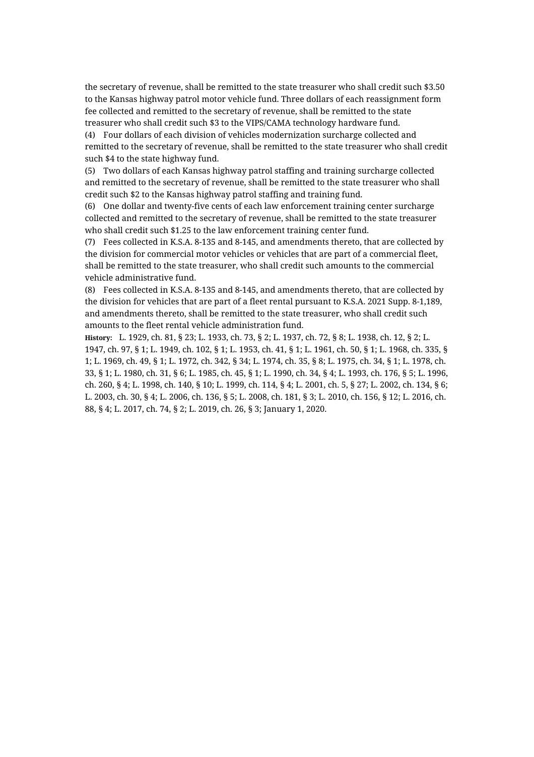the secretary of revenue, shall be remitted to the state treasurer who shall credit such $3.50 to the Kansas highway patrol motor vehicle fund. Three dollars of each reassignment form fee collected and remitted to the secretary of revenue, shall be remitted to the state treasurer who shall credit such $3 to the VIPS/CAMA technology hardware fund.

(4) Four dollars of each division of vehicles modernization surcharge collected and remitted to the secretary of revenue, shall be remitted to the state treasurer who shall credit such $4 to the state highway fund.

(5) Two dollars of each Kansas highway patrol staffing and training surcharge collected and remitted to the secretary of revenue, shall be remitted to the state treasurer who shall credit such $2 to the Kansas highway patrol staffing and training fund.

(6) One dollar and twenty-five cents of each law enforcement training center surcharge collected and remitted to the secretary of revenue, shall be remitted to the state treasurer who shall credit such $1.25 to the law enforcement training center fund.

(7) Fees collected in K.S.A. 8-135 and 8-145, and amendments thereto, that are collected by the division for commercial motor vehicles or vehicles that are part of a commercial fleet, shall be remitted to the state treasurer, who shall credit such amounts to the commercial vehicle administrative fund.

(8) Fees collected in K.S.A. 8-135 and 8-145, and amendments thereto, that are collected by the division for vehicles that are part of a fleet rental pursuant to K.S.A. 2021 Supp. 8-1,189, and amendments thereto, shall be remitted to the state treasurer, who shall credit such amounts to the fleet rental vehicle administration fund.

**History:** L. 1929, ch. 81, § 23; L. 1933, ch. 73, § 2; L. 1937, ch. 72, § 8; L. 1938, ch. 12, § 2; L. 1947, ch. 97, § 1; L. 1949, ch. 102, § 1; L. 1953, ch. 41, § 1; L. 1961, ch. 50, § 1; L. 1968, ch. 335, § 1; L. 1969, ch. 49, § 1; L. 1972, ch. 342, § 34; L. 1974, ch. 35, § 8; L. 1975, ch. 34, § 1; L. 1978, ch. 33, § 1; L. 1980, ch. 31, § 6; L. 1985, ch. 45, § 1; L. 1990, ch. 34, § 4; L. 1993, ch. 176, § 5; L. 1996, ch. 260, § 4; L. 1998, ch. 140, § 10; L. 1999, ch. 114, § 4; L. 2001, ch. 5, § 27; L. 2002, ch. 134, § 6; L. 2003, ch. 30, § 4; L. 2006, ch. 136, § 5; L. 2008, ch. 181, § 3; L. 2010, ch. 156, § 12; L. 2016, ch. 88, § 4; L. 2017, ch. 74, § 2; L. 2019, ch. 26, § 3; January 1, 2020.